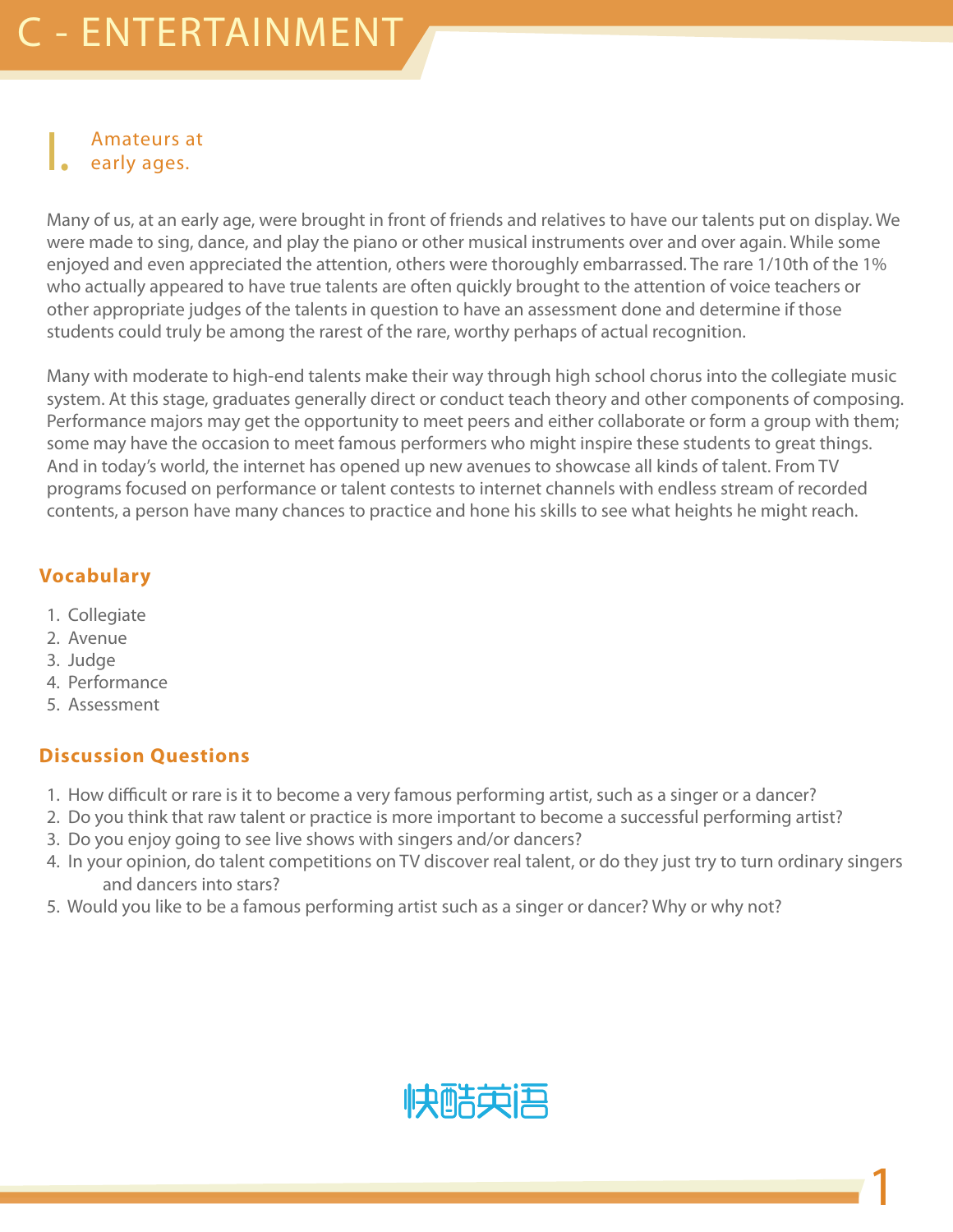# C - ENTERTAINMENT

## I. Amateurs at early ages.

Many of us, at an early age, were brought in front of friends and relatives to have our talents put on display. We were made to sing, dance, and play the piano or other musical instruments over and over again. While some enjoyed and even appreciated the attention, others were thoroughly embarrassed. The rare 1/10th of the 1% who actually appeared to have true talents are often quickly brought to the attention of voice teachers or other appropriate judges of the talents in question to have an assessment done and determine if those students could truly be among the rarest of the rare, worthy perhaps of actual recognition.

Many with moderate to high-end talents make their way through high school chorus into the collegiate music system. At this stage, graduates generally direct or conduct teach theory and other components of composing. Performance majors may get the opportunity to meet peers and either collaborate or form a group with them; some may have the occasion to meet famous performers who might inspire these students to great things. And in today's world, the internet has opened up new avenues to showcase all kinds of talent. From TV programs focused on performance or talent contests to internet channels with endless stream of recorded contents, a person have many chances to practice and hone his skills to see what heights he might reach.

### Vocabulary

1. Collegiate
2. Avenue
3. Judge
4. Performance
5. Assessment

### Discussion Questions

1. How difficult or rare is it to become a very famous performing artist, such as a singer or a dancer?
2. Do you think that raw talent or practice is more important to become a successful performing artist?
3. Do you enjoy going to see live shows with singers and/or dancers?
4. In your opinion, do talent competitions on TV discover real talent, or do they just try to turn ordinary singers and dancers into stars?
5. Would you like to be a famous performing artist such as a singer or dancer? Why or why not?

快酷英语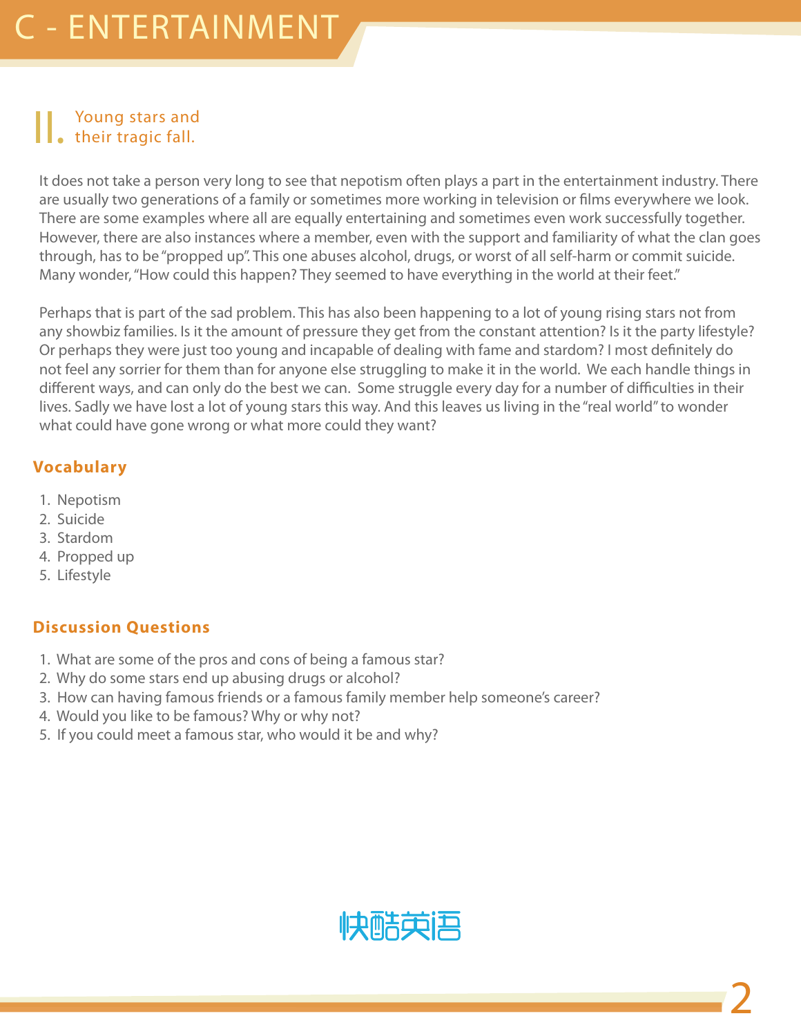# C - ENTERTAINMENT

## II. Young stars and their tragic fall.

It does not take a person very long to see that nepotism often plays a part in the entertainment industry. There are usually two generations of a family or sometimes more working in television or films everywhere we look. There are some examples where all are equally entertaining and sometimes even work successfully together. However, there are also instances where a member, even with the support and familiarity of what the clan goes through, has to be "propped up". This one abuses alcohol, drugs, or worst of all self-harm or commit suicide. Many wonder, "How could this happen? They seemed to have everything in the world at their feet."

Perhaps that is part of the sad problem. This has also been happening to a lot of young rising stars not from any showbiz families. Is it the amount of pressure they get from the constant attention? Is it the party lifestyle? Or perhaps they were just too young and incapable of dealing with fame and stardom? I most definitely do not feel any sorrier for them than for anyone else struggling to make it in the world. We each handle things in different ways, and can only do the best we can. Some struggle every day for a number of difficulties in their lives. Sadly we have lost a lot of young stars this way. And this leaves us living in the "real world" to wonder what could have gone wrong or what more could they want?

### Vocabulary

1. Nepotism
2. Suicide
3. Stardom
4. Propped up
5. Lifestyle

### Discussion Questions

1. What are some of the pros and cons of being a famous star?
2. Why do some stars end up abusing drugs or alcohol?
3. How can having famous friends or a famous family member help someone's career?
4. Would you like to be famous? Why or why not?
5. If you could meet a famous star, who would it be and why?

快酷英语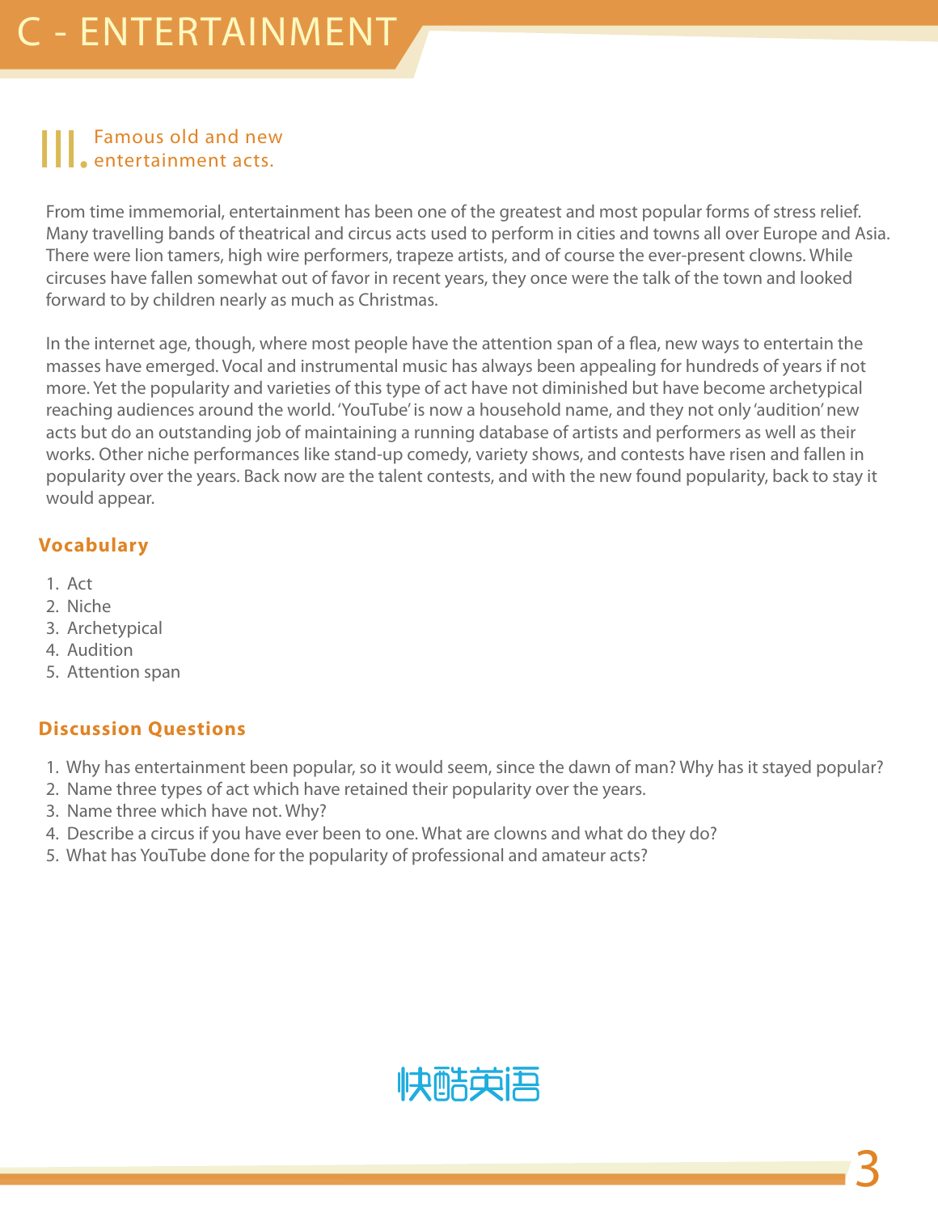# C - ENTERTAINMENT

## III. Famous old and new entertainment acts.

From time immemorial, entertainment has been one of the greatest and most popular forms of stress relief. Many travelling bands of theatrical and circus acts used to perform in cities and towns all over Europe and Asia. There were lion tamers, high wire performers, trapeze artists, and of course the ever-present clowns. While circuses have fallen somewhat out of favor in recent years, they once were the talk of the town and looked forward to by children nearly as much as Christmas.

In the internet age, though, where most people have the attention span of a flea, new ways to entertain the masses have emerged. Vocal and instrumental music has always been appealing for hundreds of years if not more. Yet the popularity and varieties of this type of act have not diminished but have become archetypical reaching audiences around the world. 'YouTube' is now a household name, and they not only 'audition' new acts but do an outstanding job of maintaining a running database of artists and performers as well as their works. Other niche performances like stand-up comedy, variety shows, and contests have risen and fallen in popularity over the years. Back now are the talent contests, and with the new found popularity, back to stay it would appear.

### Vocabulary

1. Act
2. Niche
3. Archetypical
4. Audition
5. Attention span

### Discussion Questions

1. Why has entertainment been popular, so it would seem, since the dawn of man? Why has it stayed popular?
2. Name three types of act which have retained their popularity over the years.
3. Name three which have not. Why?
4. Describe a circus if you have ever been to one. What are clowns and what do they do?
5. What has YouTube done for the popularity of professional and amateur acts?

快酷英语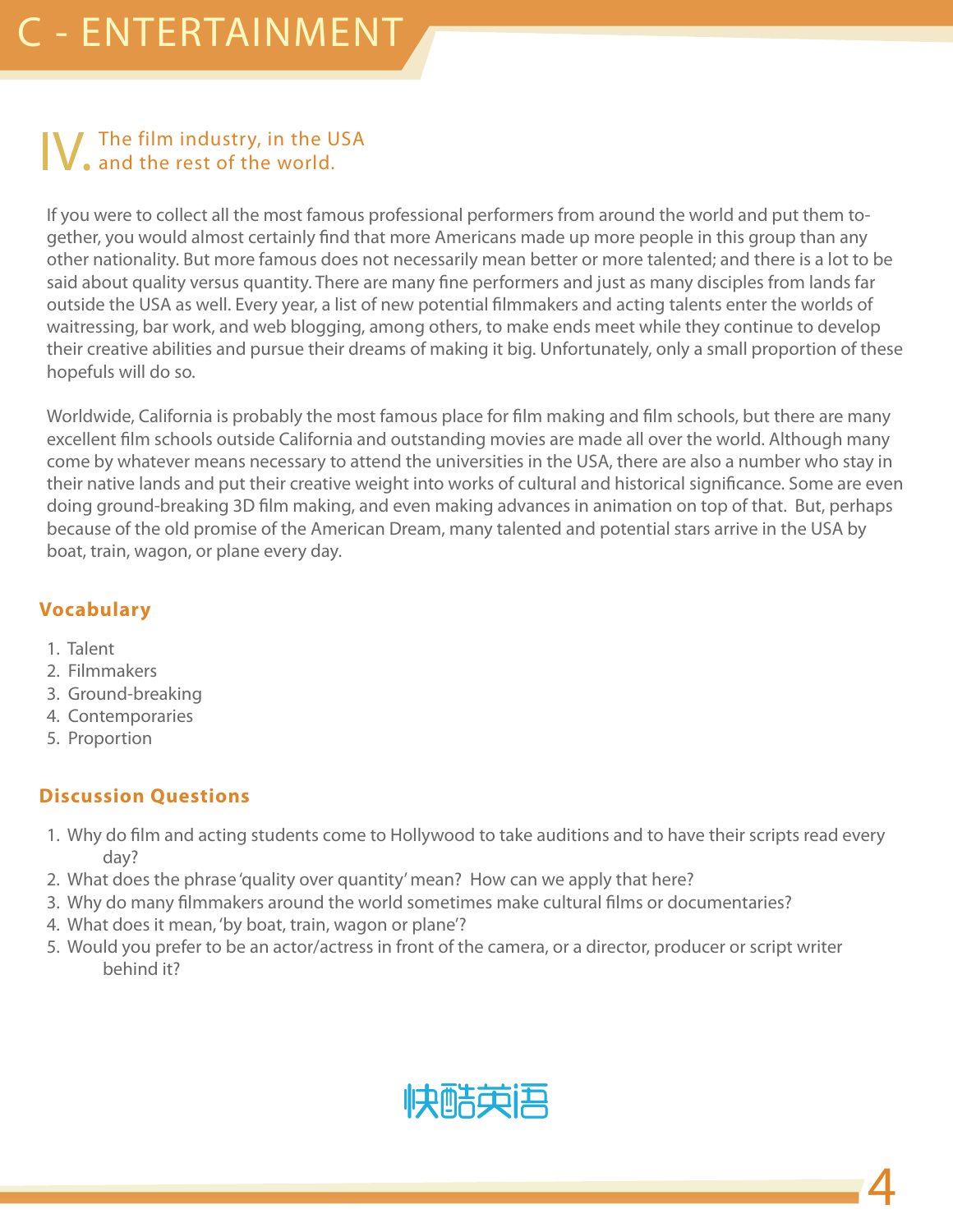# C - ENTERTAINMENT

## IV. The film industry, in the USA and the rest of the world.

If you were to collect all the most famous professional performers from around the world and put them together, you would almost certainly find that more Americans made up more people in this group than any other nationality. But more famous does not necessarily mean better or more talented; and there is a lot to be said about quality versus quantity. There are many fine performers and just as many disciples from lands far outside the USA as well. Every year, a list of new potential filmmakers and acting talents enter the worlds of waitressing, bar work, and web blogging, among others, to make ends meet while they continue to develop their creative abilities and pursue their dreams of making it big. Unfortunately, only a small proportion of these hopefuls will do so.

Worldwide, California is probably the most famous place for film making and film schools, but there are many excellent film schools outside California and outstanding movies are made all over the world. Although many come by whatever means necessary to attend the universities in the USA, there are also a number who stay in their native lands and put their creative weight into works of cultural and historical significance. Some are even doing ground-breaking 3D film making, and even making advances in animation on top of that. But, perhaps because of the old promise of the American Dream, many talented and potential stars arrive in the USA by boat, train, wagon, or plane every day.

### Vocabulary

1. Talent
2. Filmmakers
3. Ground-breaking
4. Contemporaries
5. Proportion

### Discussion Questions

1. Why do film and acting students come to Hollywood to take auditions and to have their scripts read every day?
2. What does the phrase 'quality over quantity' mean? How can we apply that here?
3. Why do many filmmakers around the world sometimes make cultural films or documentaries?
4. What does it mean, 'by boat, train, wagon or plane'?
5. Would you prefer to be an actor/actress in front of the camera, or a director, producer or script writer behind it?

快酷英语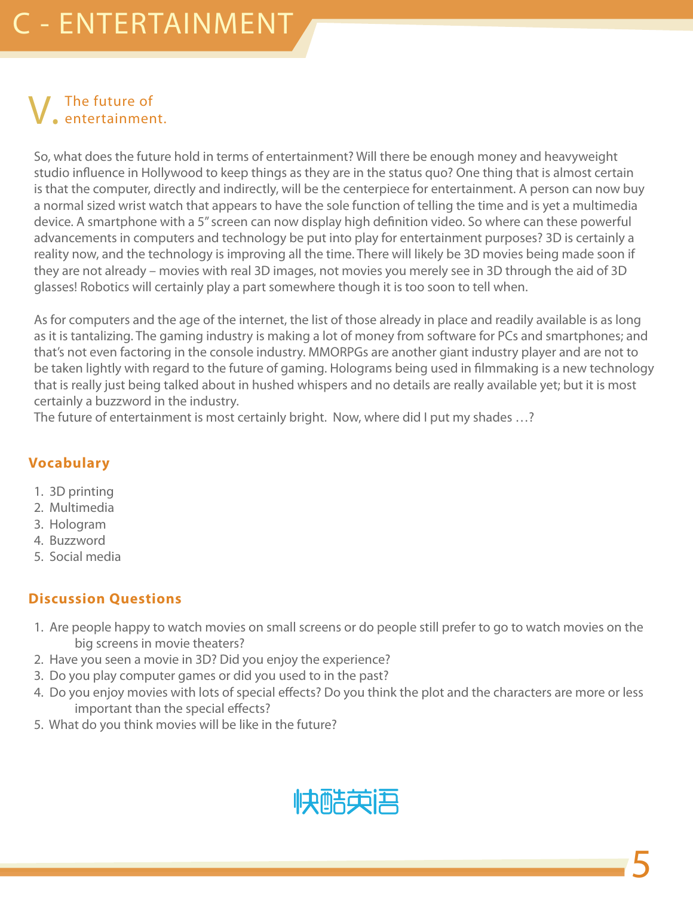# C - ENTERTAINMENT

## V. The future of entertainment.

So, what does the future hold in terms of entertainment? Will there be enough money and heavyweight studio influence in Hollywood to keep things as they are in the status quo? One thing that is almost certain is that the computer, directly and indirectly, will be the centerpiece for entertainment. A person can now buy a normal sized wrist watch that appears to have the sole function of telling the time and is yet a multimedia device. A smartphone with a 5" screen can now display high definition video. So where can these powerful advancements in computers and technology be put into play for entertainment purposes? 3D is certainly a reality now, and the technology is improving all the time. There will likely be 3D movies being made soon if they are not already – movies with real 3D images, not movies you merely see in 3D through the aid of 3D glasses! Robotics will certainly play a part somewhere though it is too soon to tell when.

As for computers and the age of the internet, the list of those already in place and readily available is as long as it is tantalizing. The gaming industry is making a lot of money from software for PCs and smartphones; and that's not even factoring in the console industry. MMORPGs are another giant industry player and are not to be taken lightly with regard to the future of gaming. Holograms being used in filmmaking is a new technology that is really just being talked about in hushed whispers and no details are really available yet; but it is most certainly a buzzword in the industry.
The future of entertainment is most certainly bright. Now, where did I put my shades …?

### Vocabulary

1. 3D printing
2. Multimedia
3. Hologram
4. Buzzword
5. Social media

### Discussion Questions

1. Are people happy to watch movies on small screens or do people still prefer to go to watch movies on the big screens in movie theaters?
2. Have you seen a movie in 3D? Did you enjoy the experience?
3. Do you play computer games or did you used to in the past?
4. Do you enjoy movies with lots of special effects? Do you think the plot and the characters are more or less important than the special effects?
5. What do you think movies will be like in the future?

快酷英语